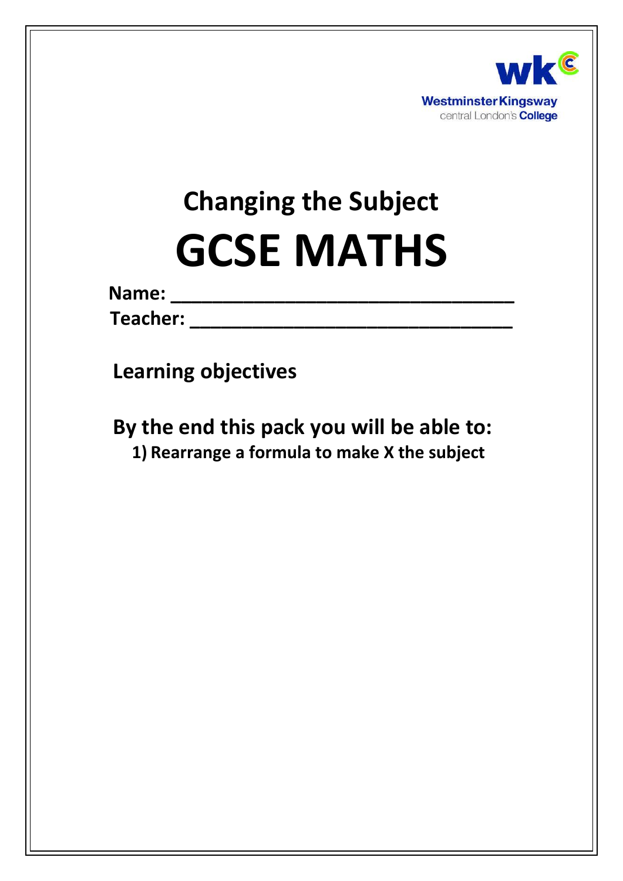Westminster Kingsway
central London's College

# Changing the Subject

# GCSE MATHS

**Name:** ________________________________

**Teacher:** ______________________________

## Learning objectives

## By the end this pack you will be able to:

1) **Rearrange a formula to make X the subject**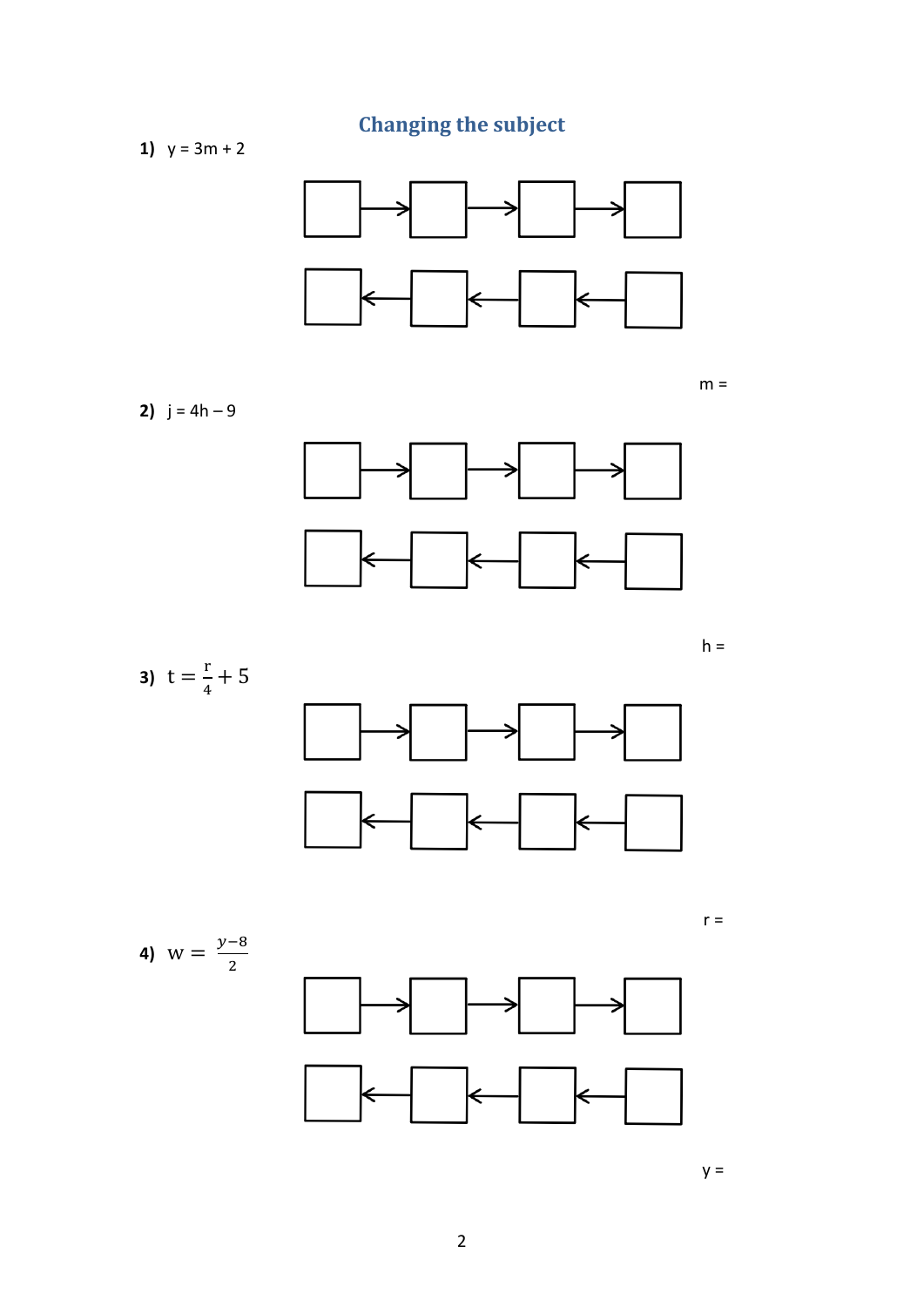# Changing the subject

**1)** $y = 3m + 2$

m =

**2)** $j = 4h - 9$

h =

**3)** $t = \frac{r}{4} + 5$

r =

**4)** $w = \frac{y-8}{2}$

y =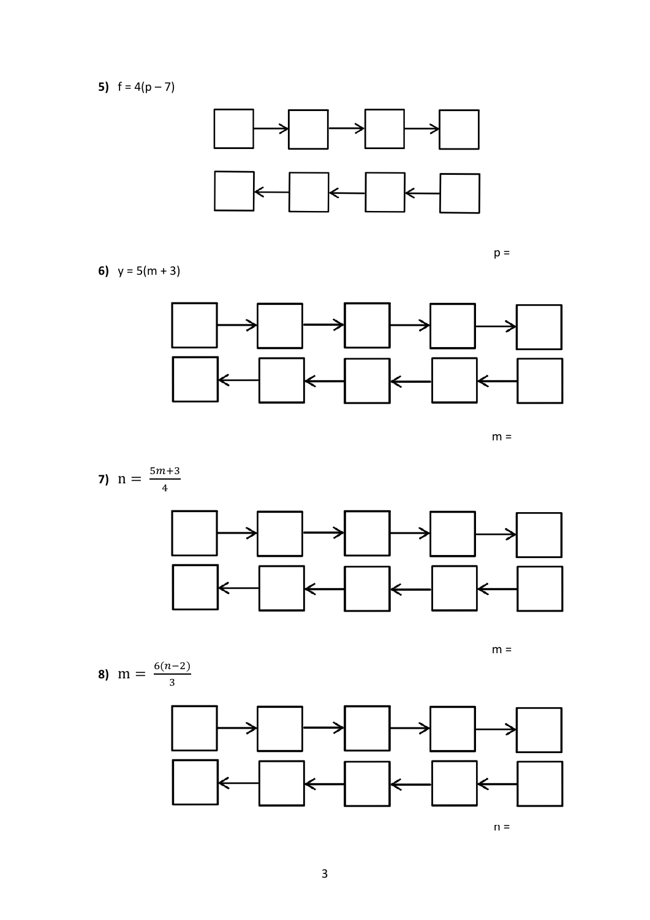**5)** $f = 4(p - 7)$

$p =$

**6)** $y = 5(m + 3)$

$m =$

**7)** $n = \frac{5m+3}{4}$

$m =$

**8)** $m = \frac{6(n-2)}{3}$

$n =$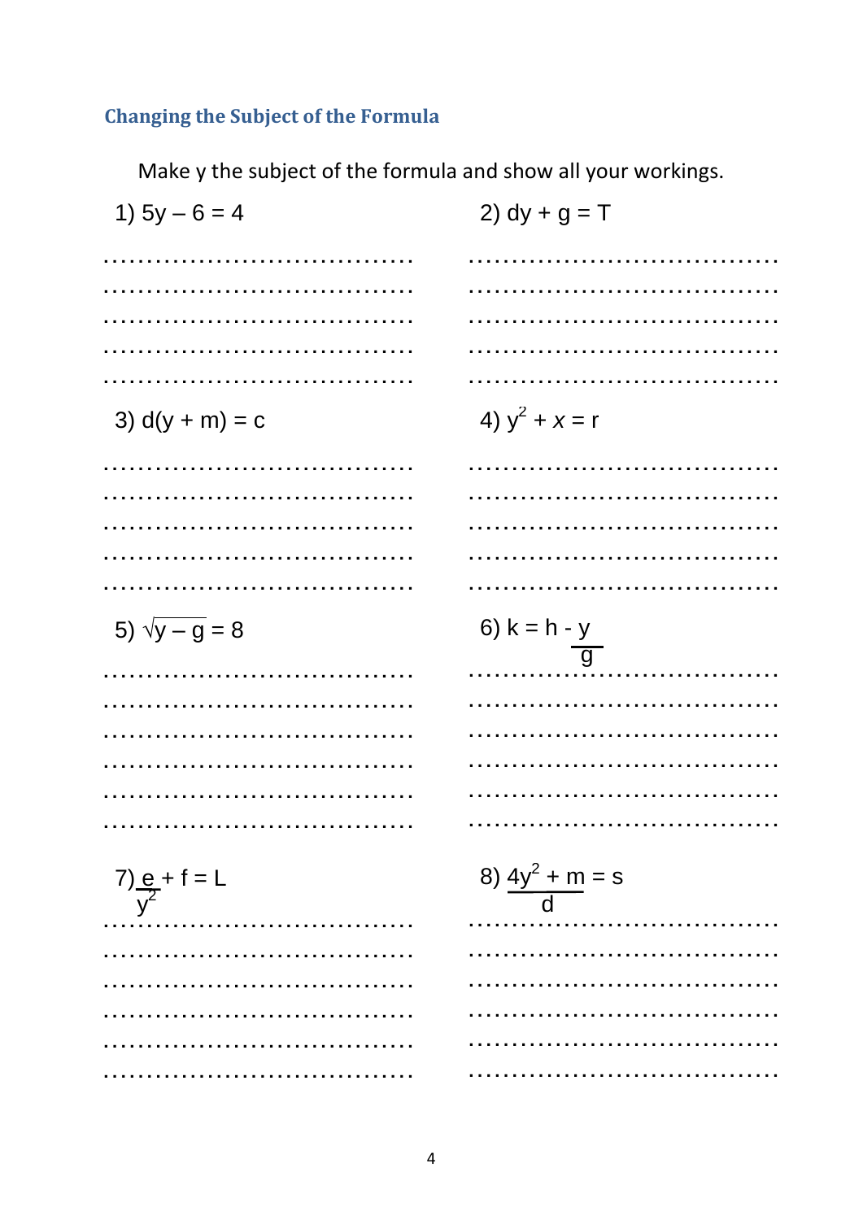## Changing the Subject of the Formula

Make y the subject of the formula and show all your workings.

1) $5y - 6 = 4$

2) $dy + g = T$

3) $d(y + m) = c$

4) $y^2 + x = r$

5) $\sqrt{y - g} = 8$

6) $k = h - \frac{y}{g}$

7) $\frac{e}{y^2} + f = L$

8) $\frac{4y^2 + m}{d} = s$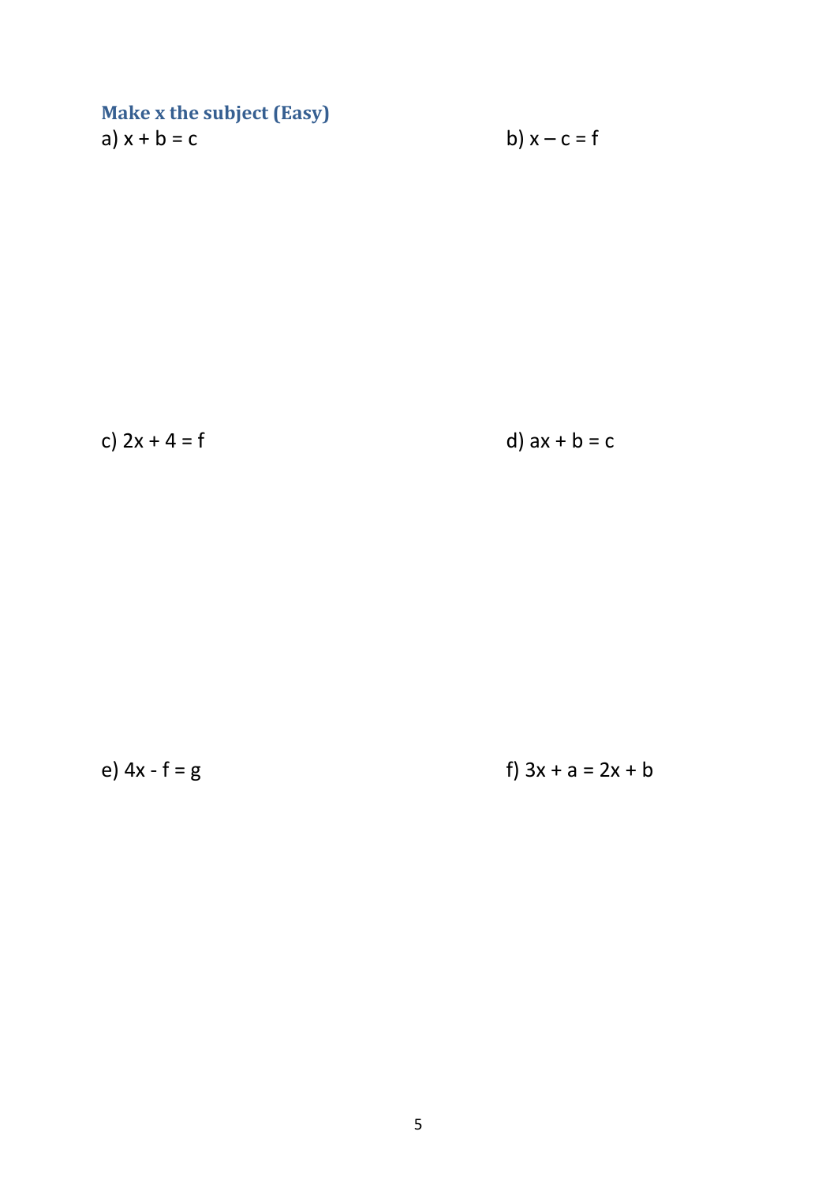### Make x the subject (Easy)

a) $x + b = c$

b) $x - c = f$

c) $2x + 4 = f$

d) $ax + b = c$

e) $4x - f = g$

f) $3x + a = 2x + b$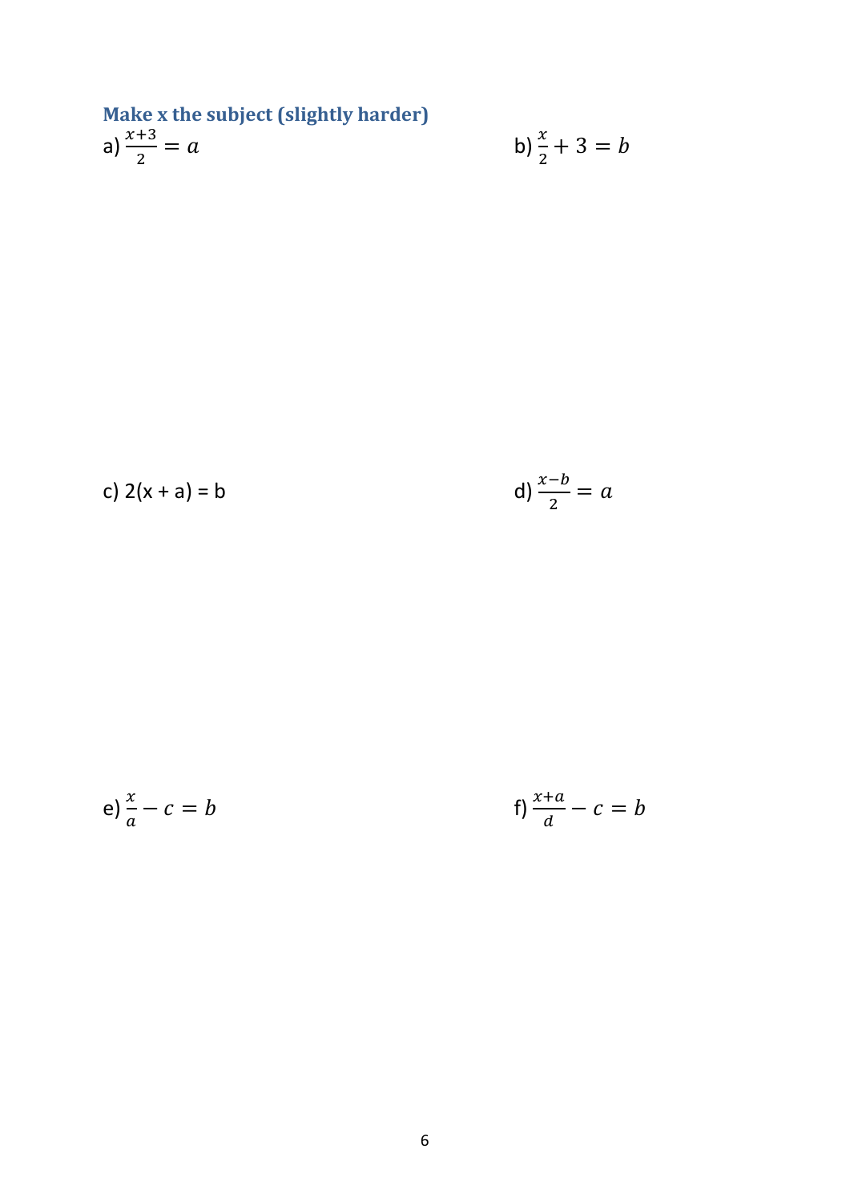### Make x the subject (slightly harder)

a) $\frac{x+3}{2} = a$

b) $\frac{x}{2} + 3 = b$

c) $2(x + a) = b$

d) $\frac{x-b}{2} = a$

e) $\frac{x}{a} - c = b$

f) $\frac{x+a}{d} - c = b$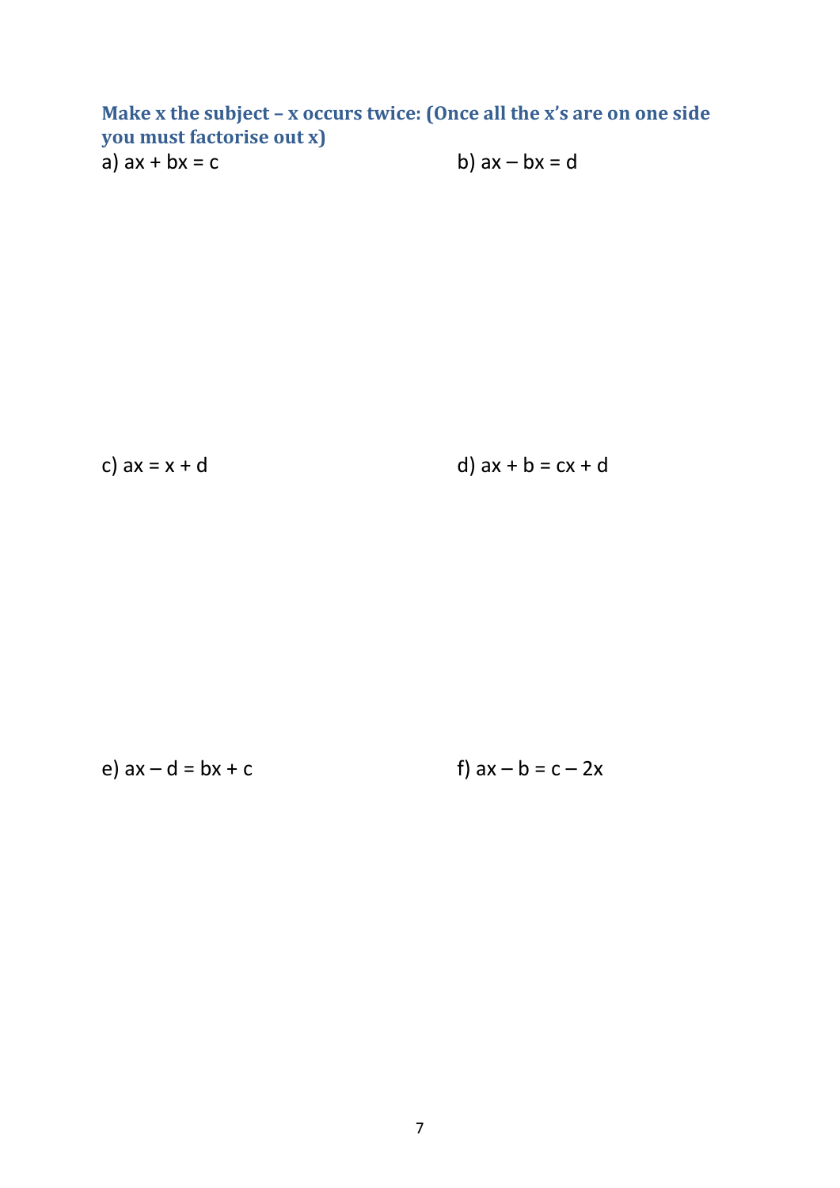### Make x the subject – x occurs twice: (Once all the x's are on one side you must factorise out x)

a) $ax + bx = c$

b) $ax - bx = d$

c) $ax = x + d$

d) $ax + b = cx + d$

e) $ax - d = bx + c$

f) $ax - b = c - 2x$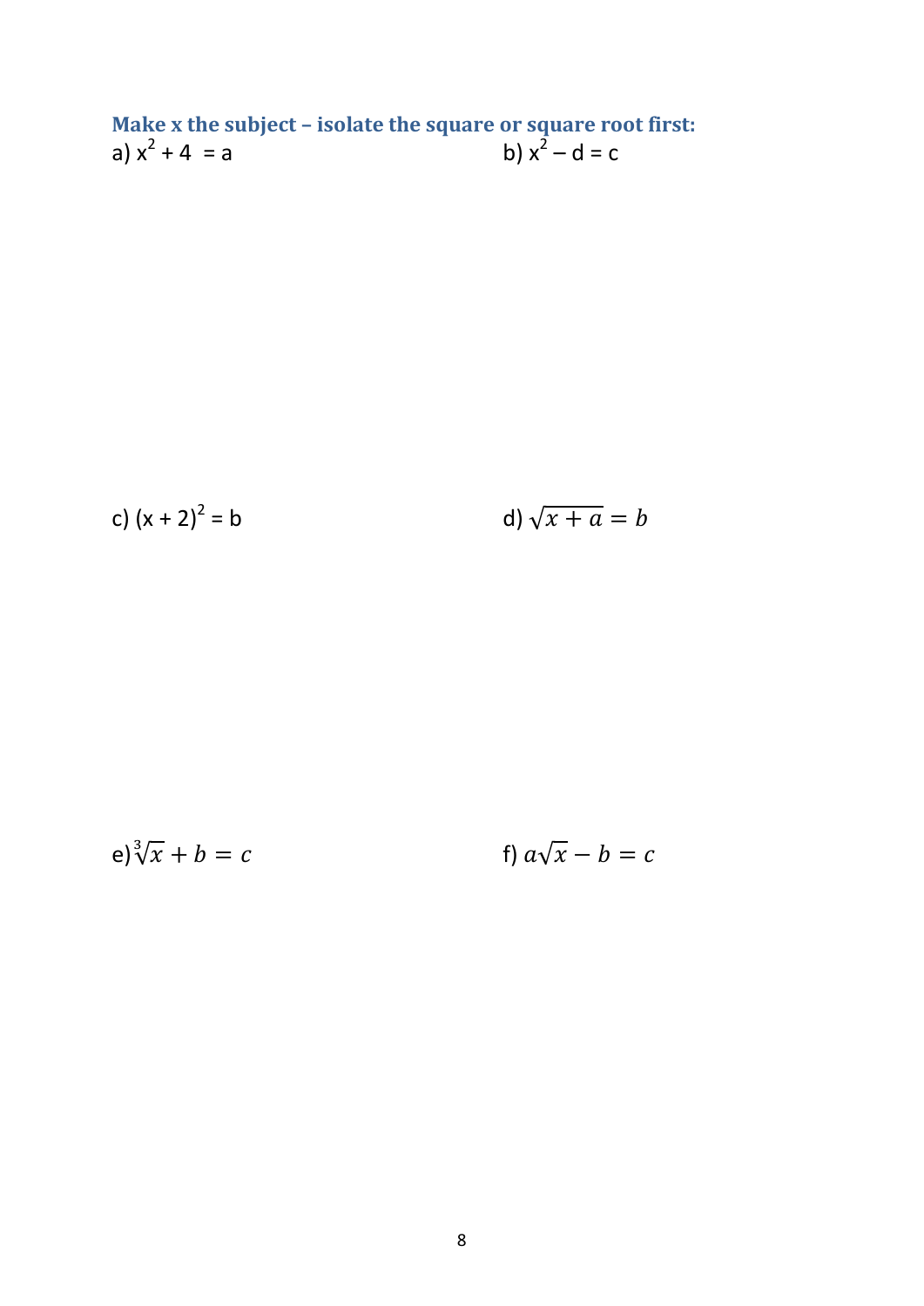### Make x the subject – isolate the square or square root first:

a) $x^2 + 4 = a$

b) $x^2 - d = c$

c) $(x + 2)^2 = b$

d) $\sqrt{x + a} = b$

e) $\sqrt[3]{x} + b = c$

f) $a\sqrt{x} - b = c$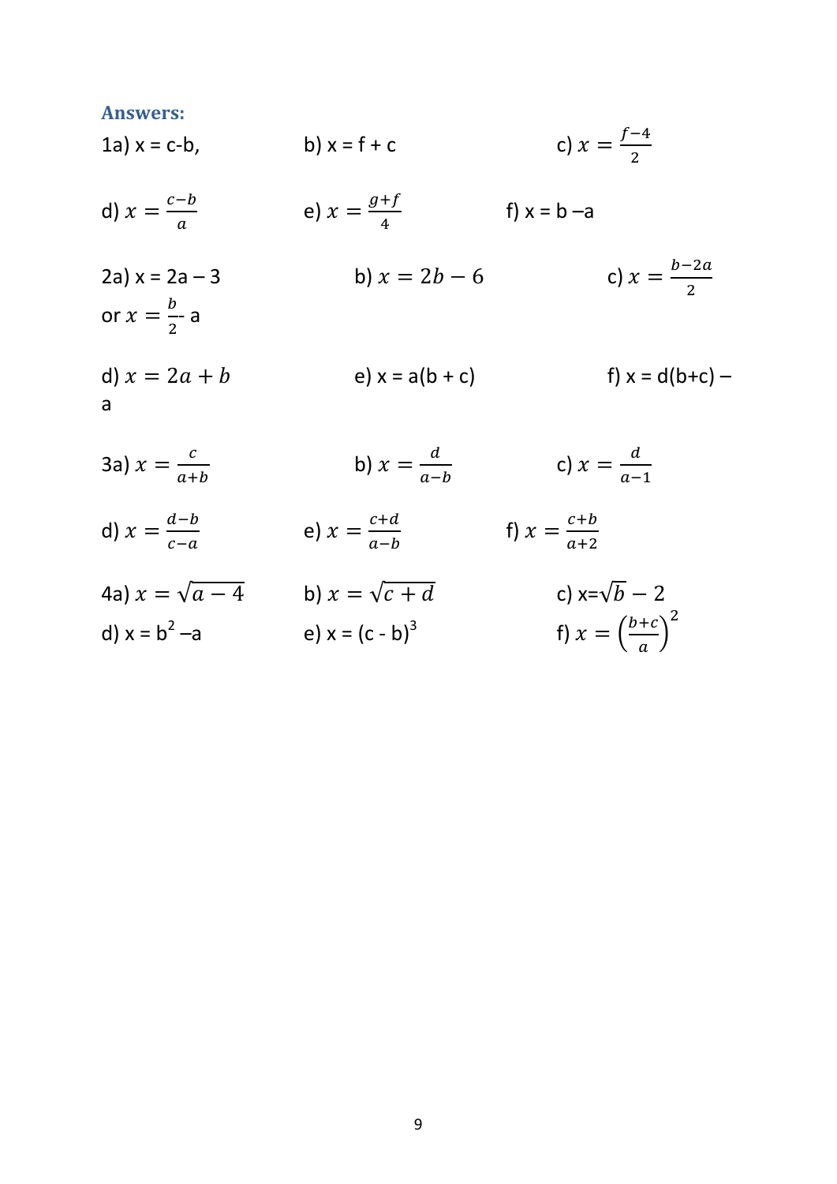**Answers:**

1a) $x = c - b$, b) $x = f + c$ c) $x = \frac{f-4}{2}$

d) $x = \frac{c-b}{a}$ e) $x = \frac{g+f}{4}$ f) $x = b - a$

2a) $x = 2a - 3$ or $x = \frac{b}{2} - a$ b) $x = 2b - 6$ c) $x = \frac{b-2a}{2}$

d) $x = 2a + b$ e) $x = a(b + c)$ f) $x = d(b+c) - a$

3a) $x = \frac{c}{a+b}$ b) $x = \frac{d}{a-b}$ c) $x = \frac{d}{a-1}$

d) $x = \frac{d-b}{c-a}$ e) $x = \frac{c+d}{a-b}$ f) $x = \frac{c+b}{a+2}$

4a) $x = \sqrt{a-4}$ b) $x = \sqrt{c+d}$ c) $x = \sqrt{b} - 2$

d) $x = b^2 - a$ e) $x = (c - b)^3$ f) $x = \left(\frac{b+c}{a}\right)^2$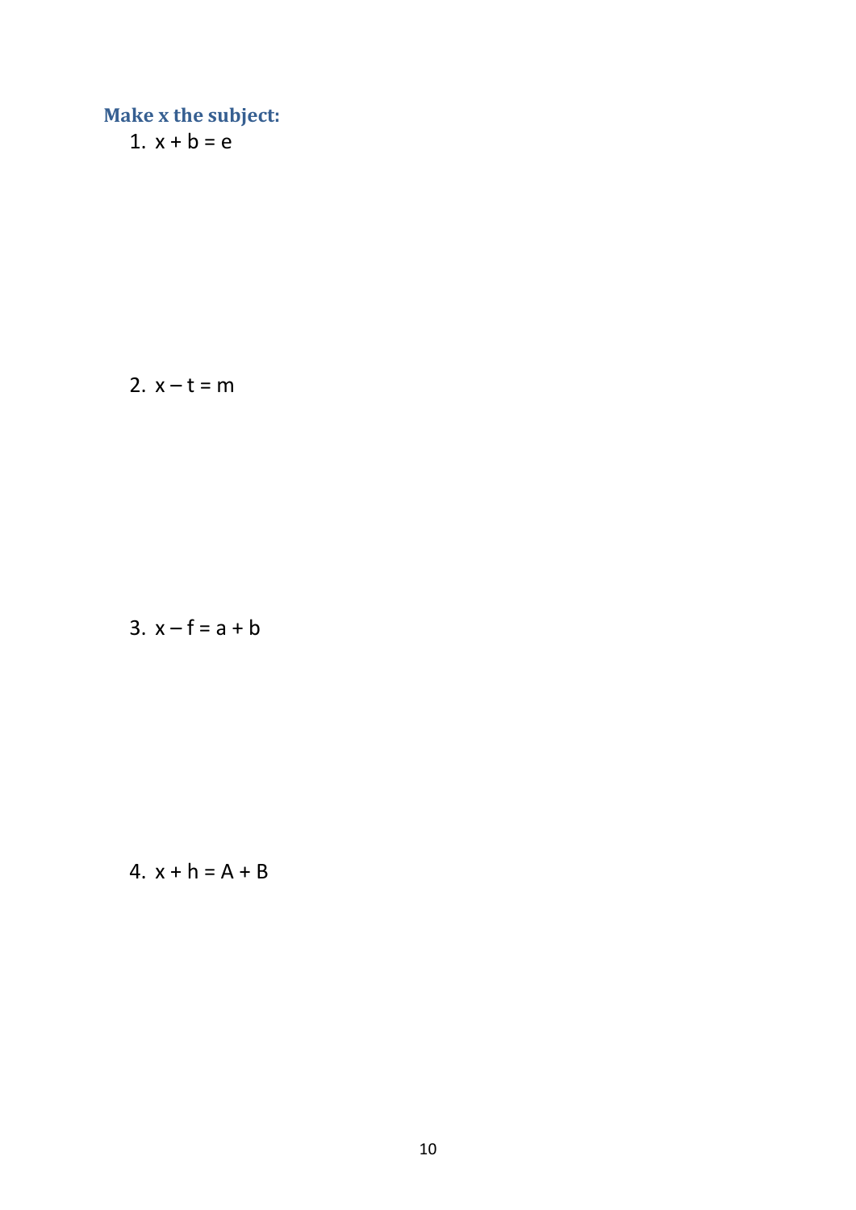### Make x the subject:

1. $x + b = e$

2. $x - t = m$

3. $x - f = a + b$

4. $x + h = A + B$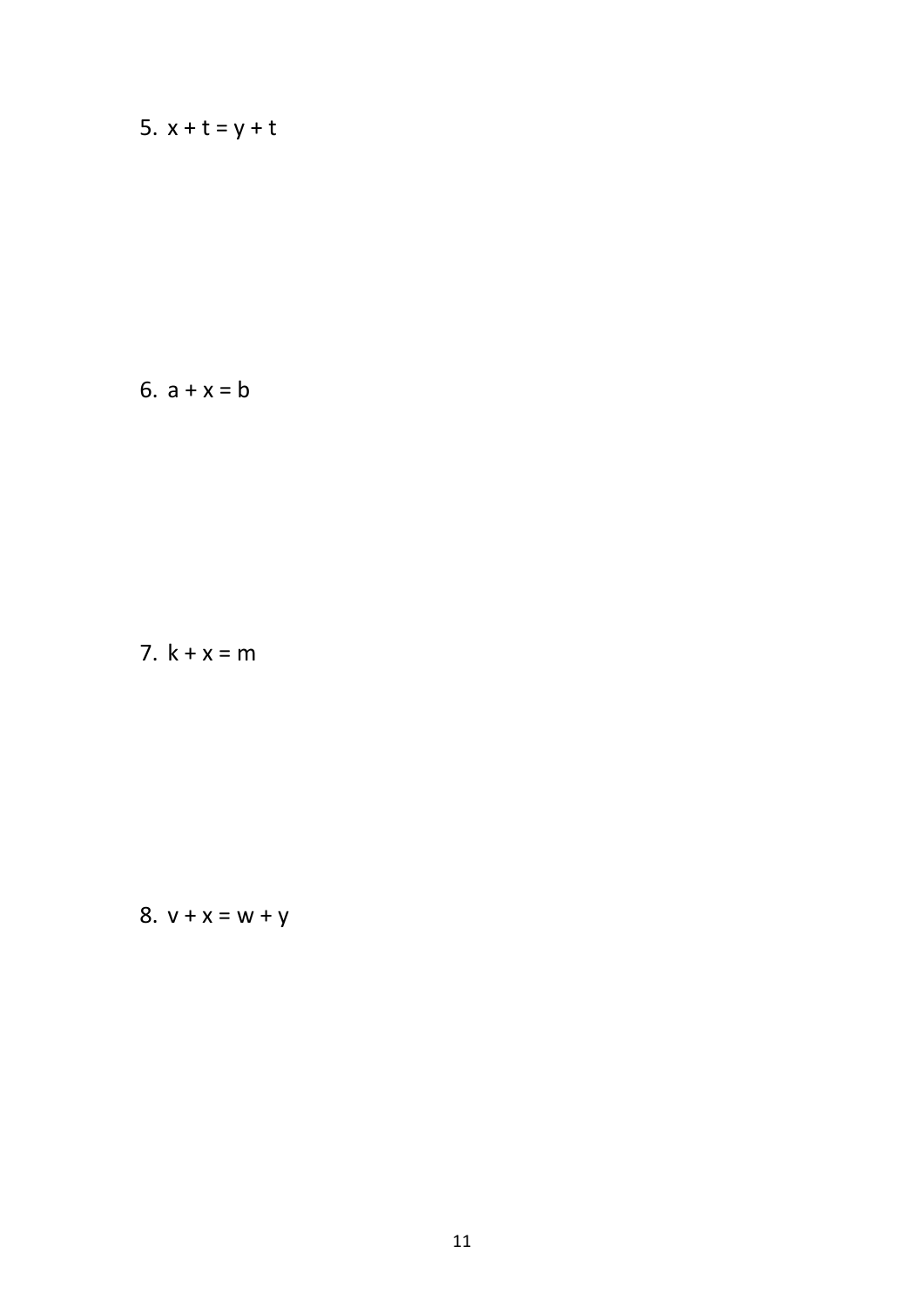5. $x + t = y + t$

6. $a + x = b$

7. $k + x = m$

8. $v + x = w + y$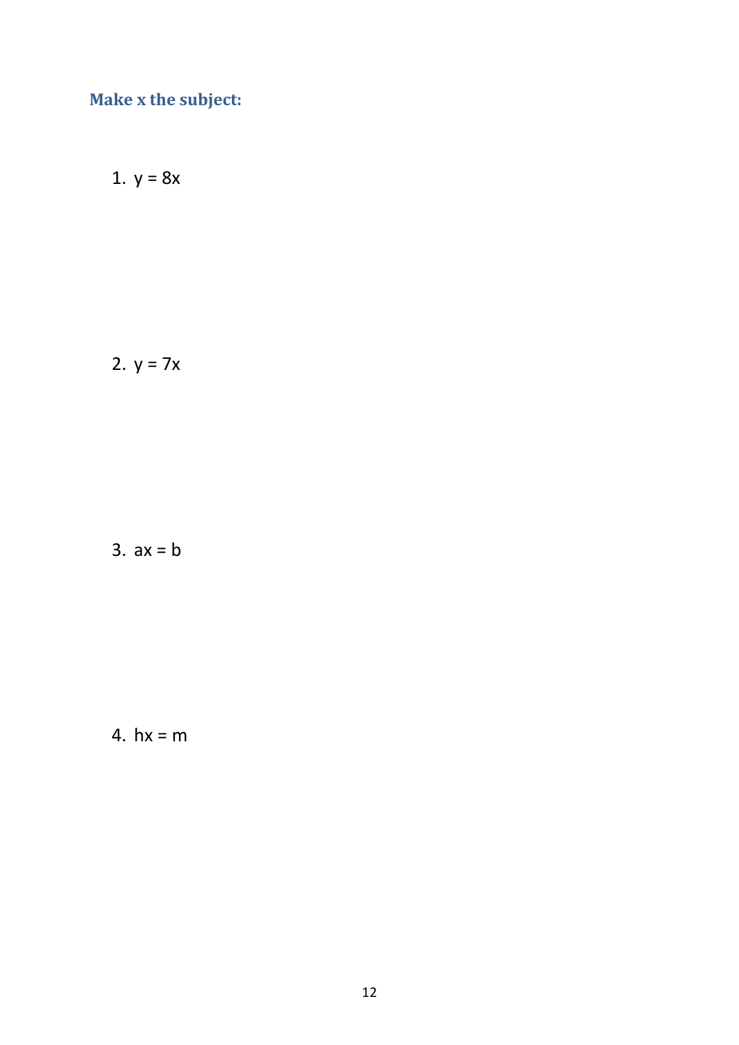### Make x the subject:

1. $y = 8x$

2. $y = 7x$

3. $ax = b$

4. $hx = m$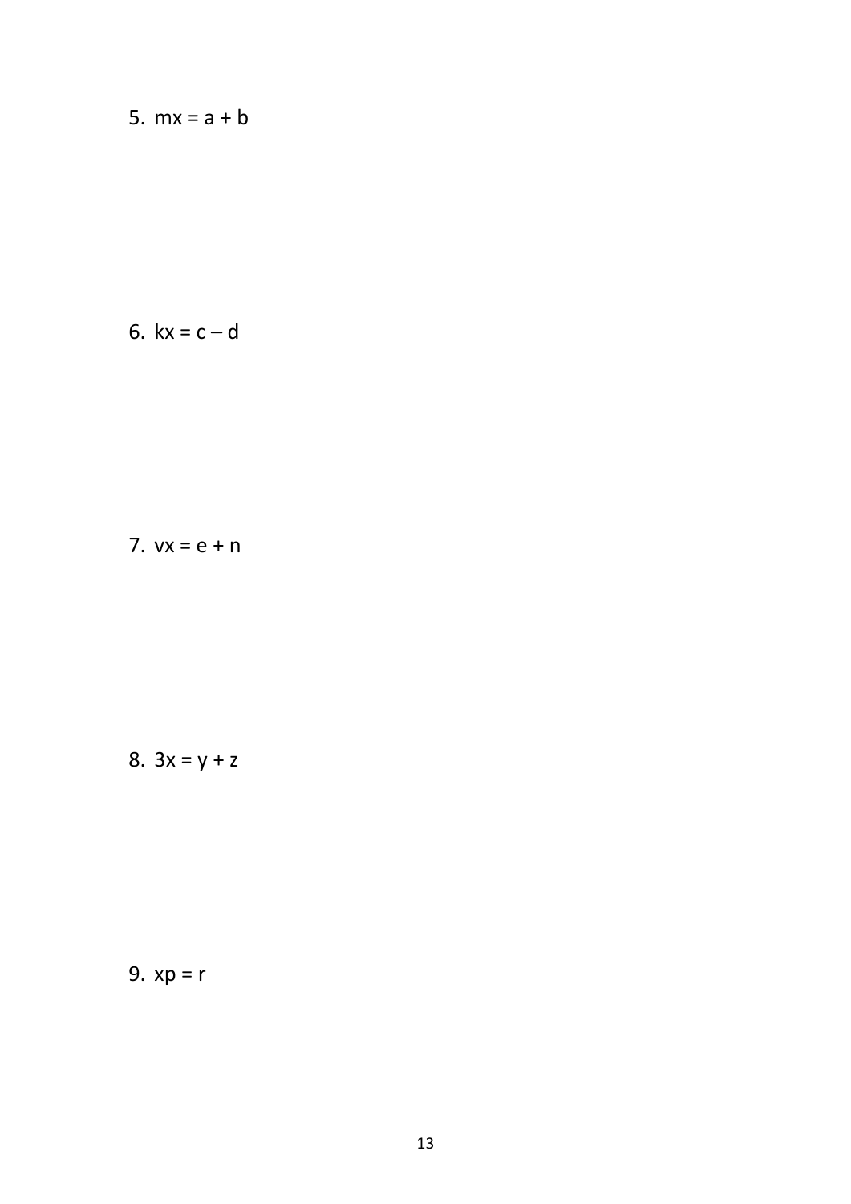5. $mx = a + b$

6. $kx = c - d$

7. $vx = e + n$

8. $3x = y + z$

9. $xp = r$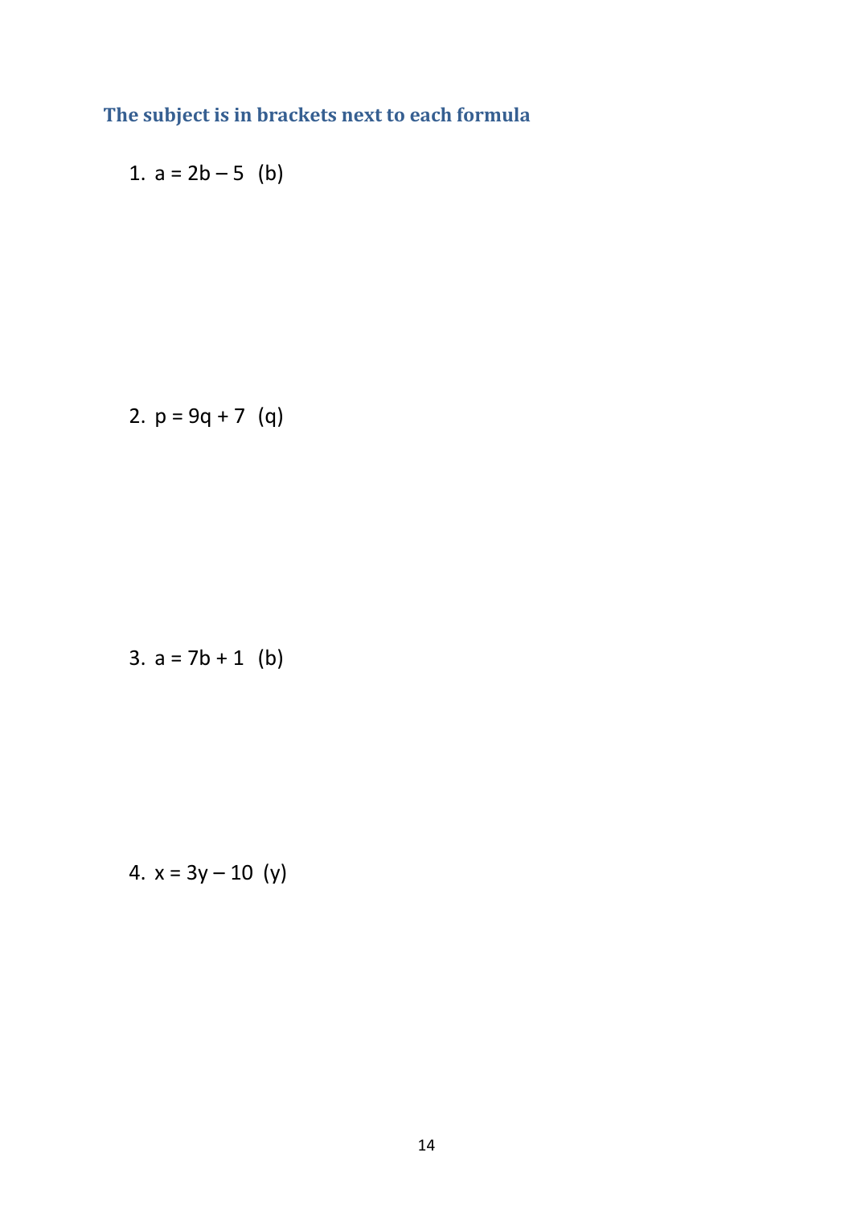### The subject is in brackets next to each formula

1. $a = 2b - 5$ (b)

2. $p = 9q + 7$ (q)

3. $a = 7b + 1$ (b)

4. $x = 3y - 10$ (y)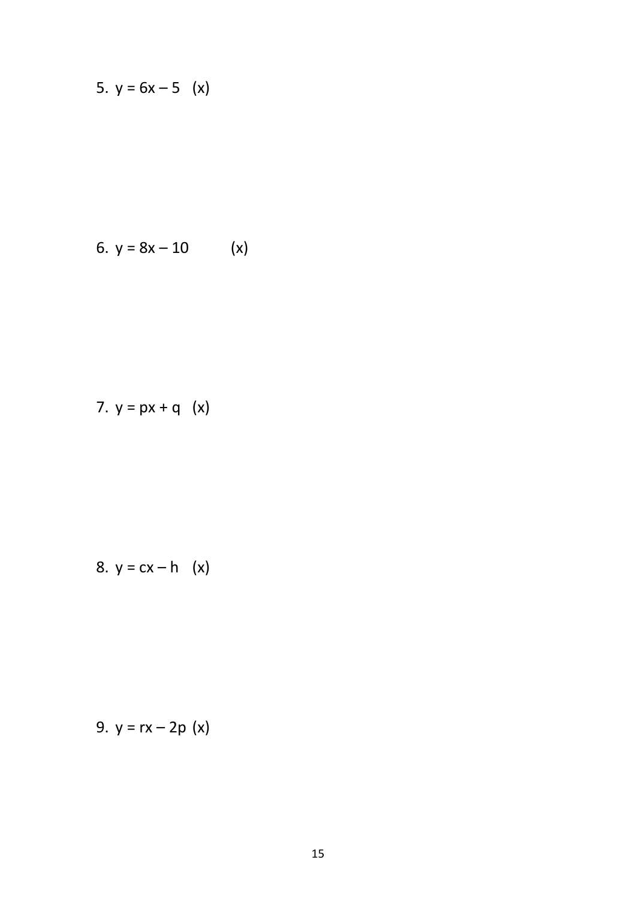5. $y = 6x - 5$ (x)

6. $y = 8x - 10$ (x)

7. $y = px + q$ (x)

8. $y = cx - h$ (x)

9. $y = rx - 2p$ (x)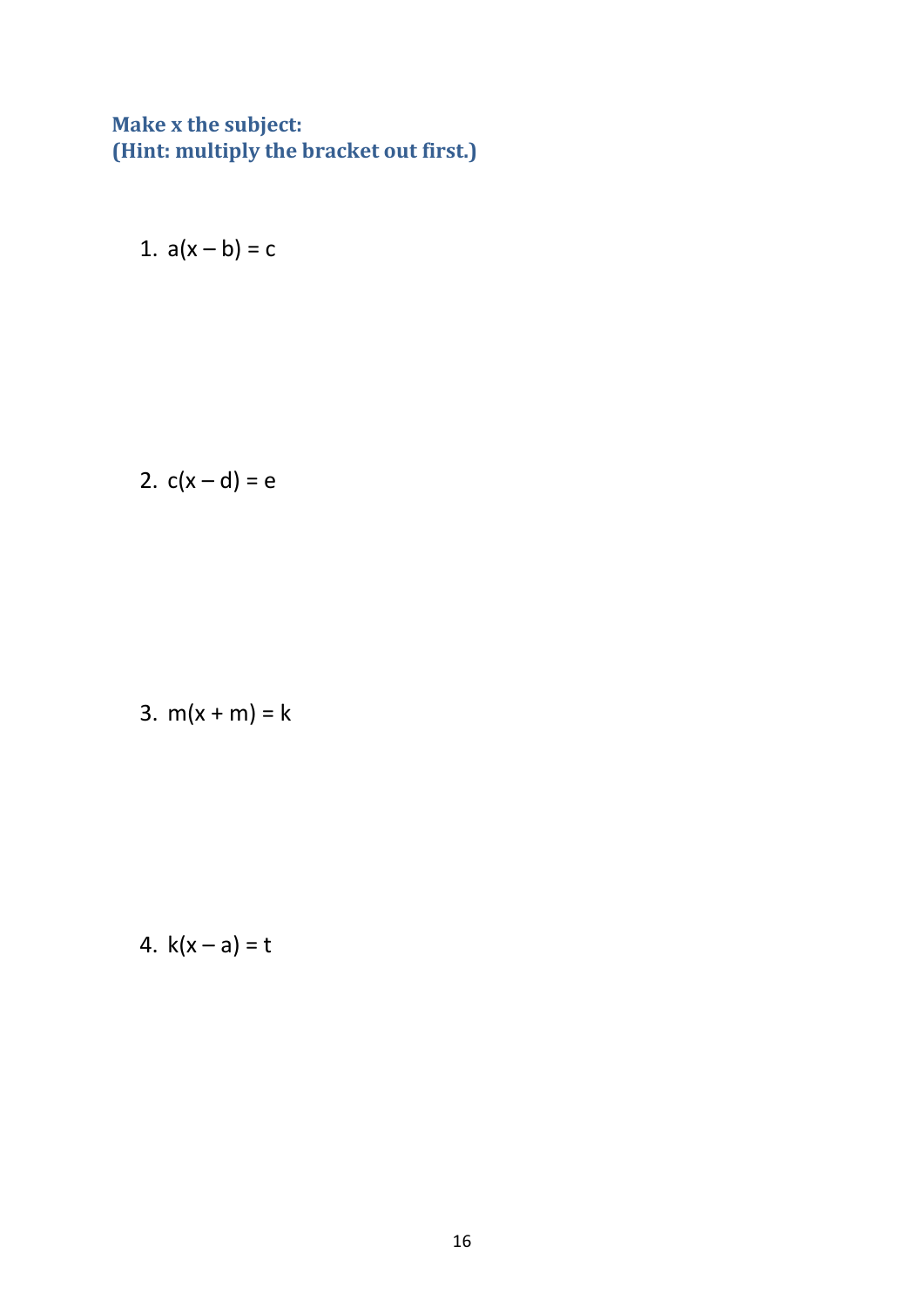**Make x the subject:**
**(Hint: multiply the bracket out first.)**

1. $a(x - b) = c$

2. $c(x - d) = e$

3. $m(x + m) = k$

4. $k(x - a) = t$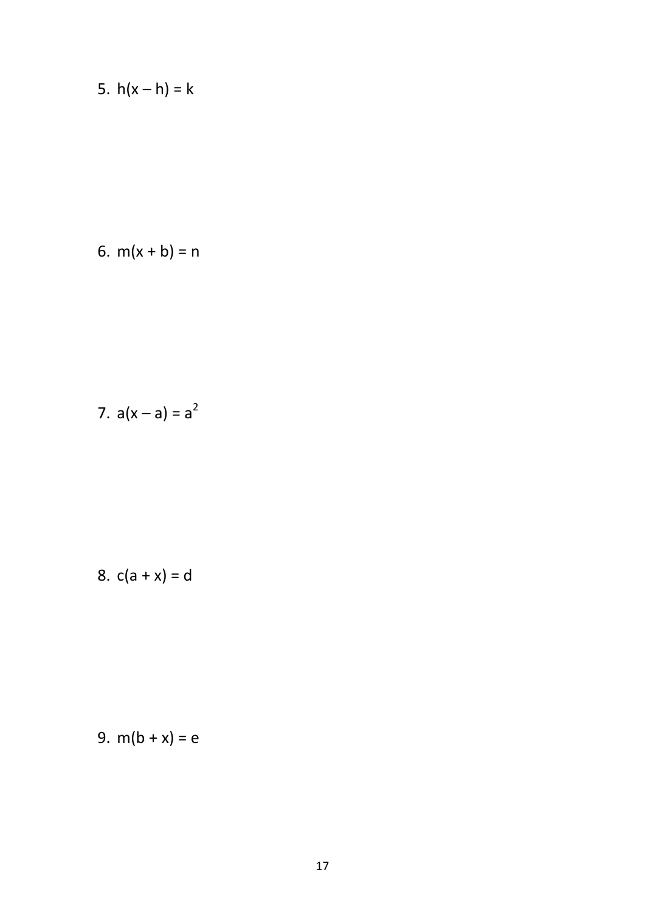5. $h(x - h) = k$

6. $m(x + b) = n$

7. $a(x - a) = a^2$

8. $c(a + x) = d$

9. $m(b + x) = e$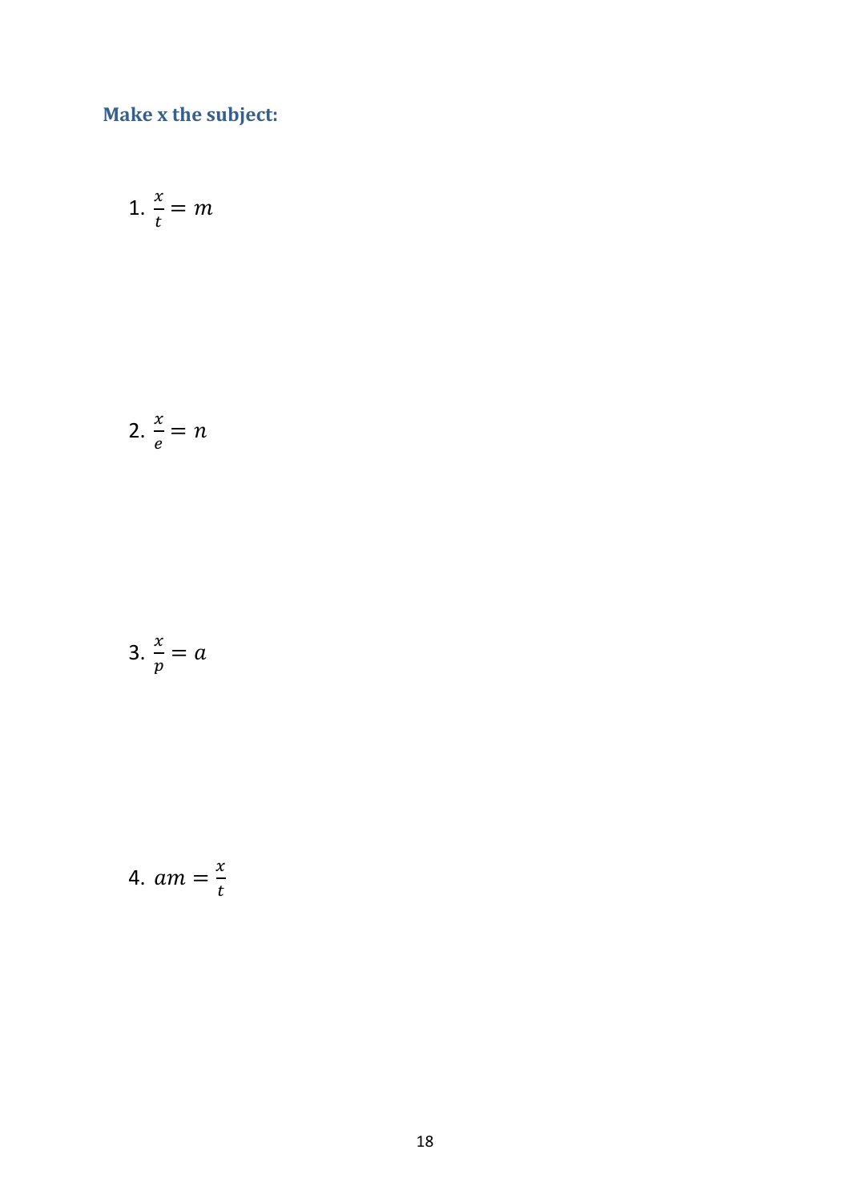### Make x the subject:

1. $\frac{x}{t} = m$

2. $\frac{x}{e} = n$

3. $\frac{x}{p} = a$

4. $am = \frac{x}{t}$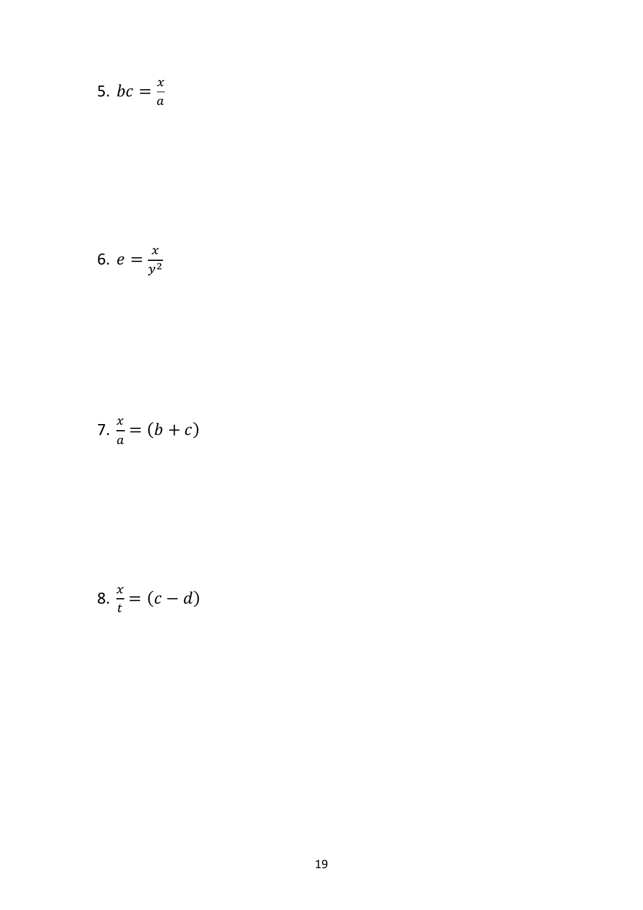5. $bc = \frac{x}{a}$

6. $e = \frac{x}{y^2}$

7. $\frac{x}{a} = (b + c)$

8. $\frac{x}{t} = (c - d)$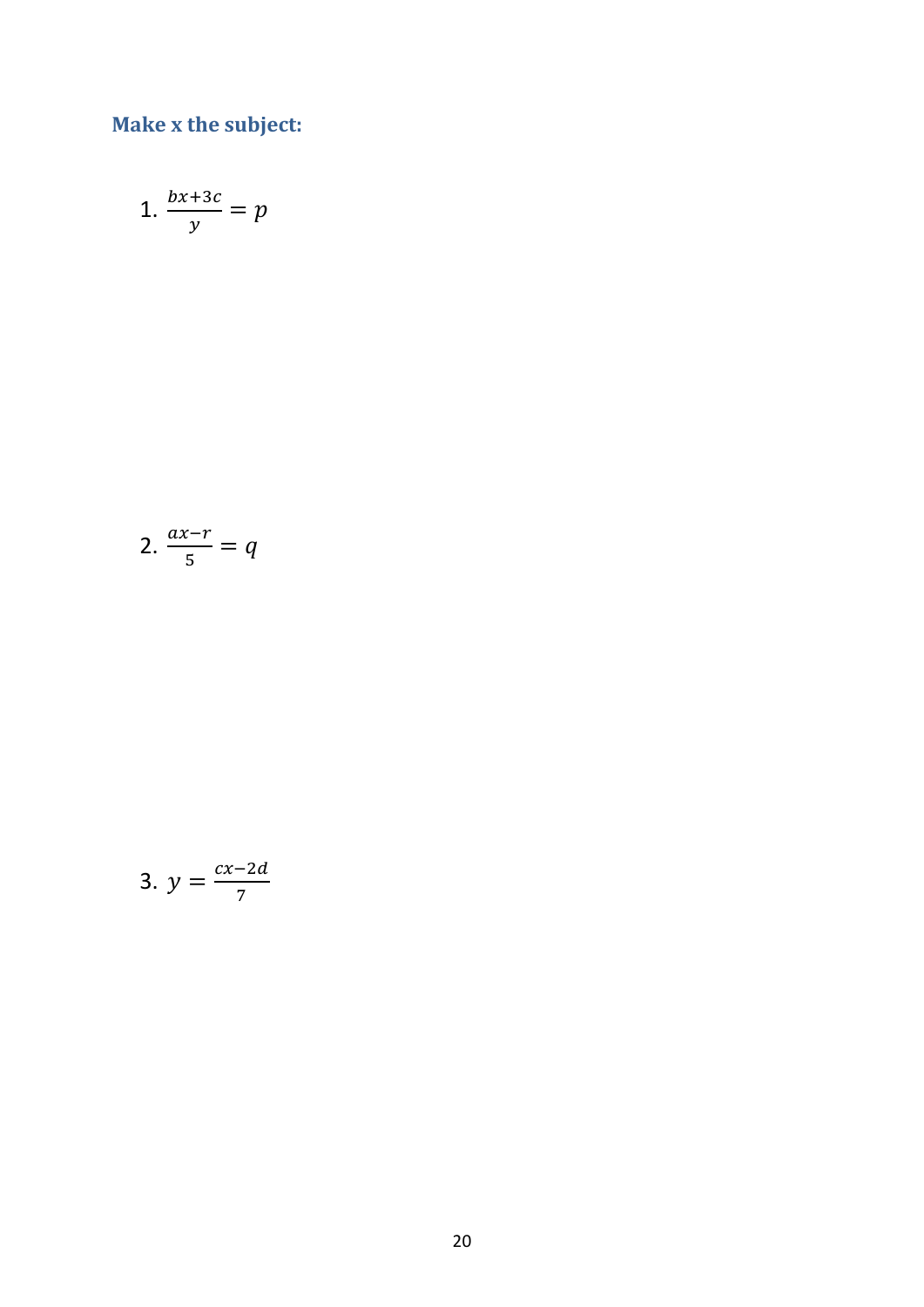### Make x the subject:

1. $\frac{bx+3c}{y} = p$

2. $\frac{ax-r}{5} = q$

3. $y = \frac{cx-2d}{7}$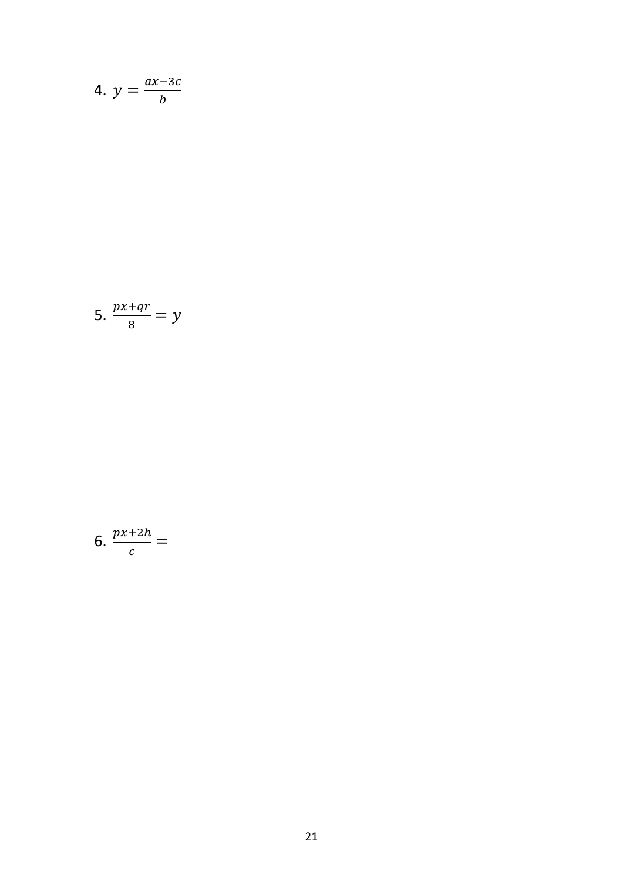4. $y = \frac{ax-3c}{b}$

5. $\frac{px+qr}{8} = y$

6. $\frac{px+2h}{c} =$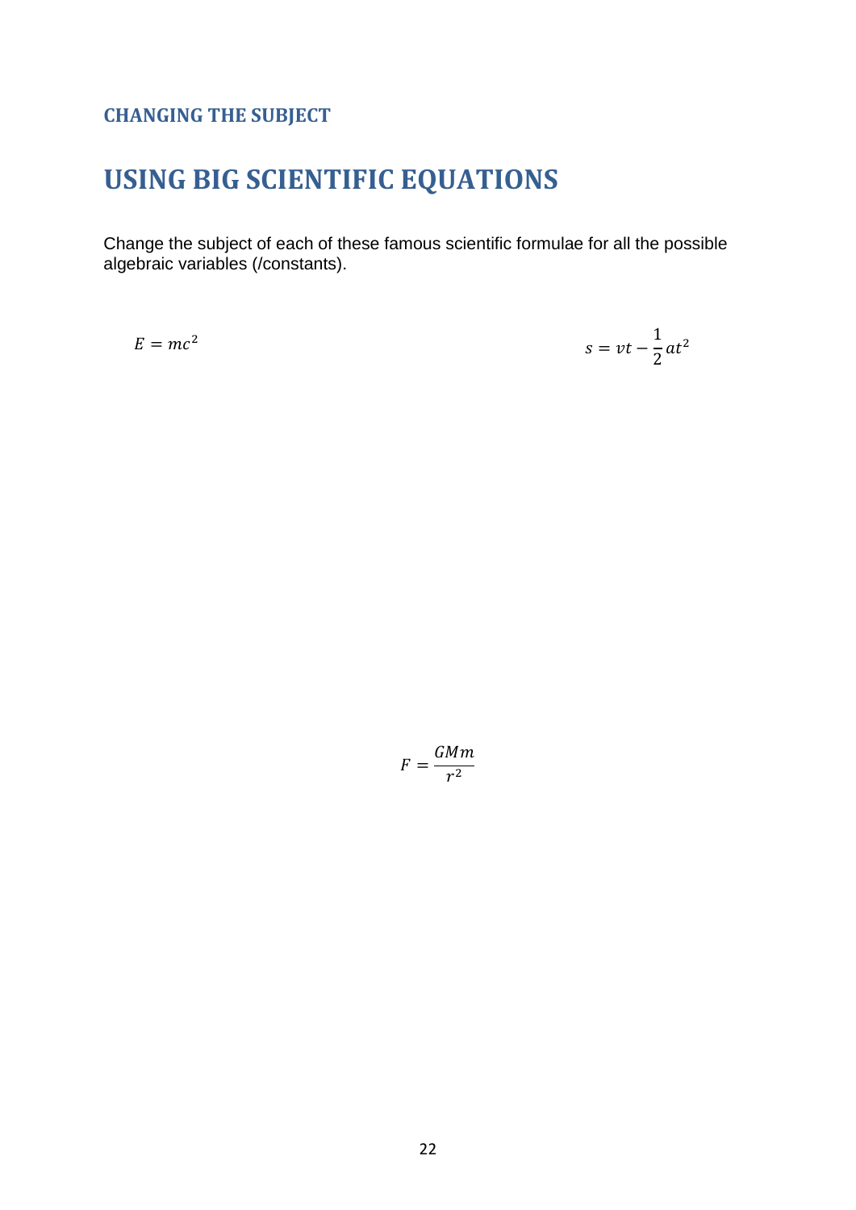### CHANGING THE SUBJECT

# USING BIG SCIENTIFIC EQUATIONS

Change the subject of each of these famous scientific formulae for all the possible algebraic variables (/constants).

$$E = mc^2$$

$$s = vt - \frac{1}{2}at^2$$

$$F = \frac{GMm}{r^2}$$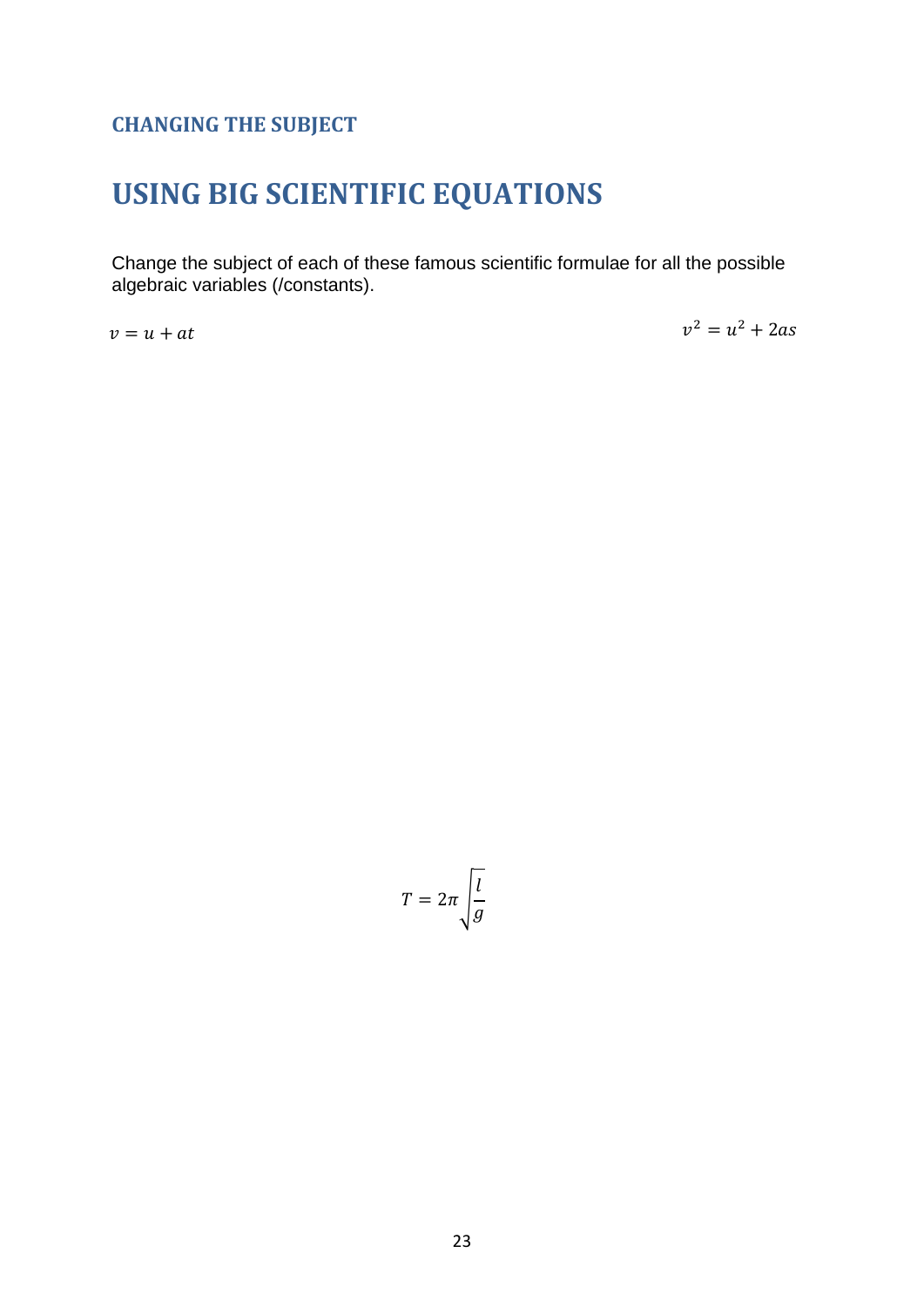### CHANGING THE SUBJECT

# USING BIG SCIENTIFIC EQUATIONS

Change the subject of each of these famous scientific formulae for all the possible algebraic variables (/constants).

$v = u + at$

$v^2 = u^2 + 2as$

$$T = 2\pi\sqrt{\frac{l}{g}}$$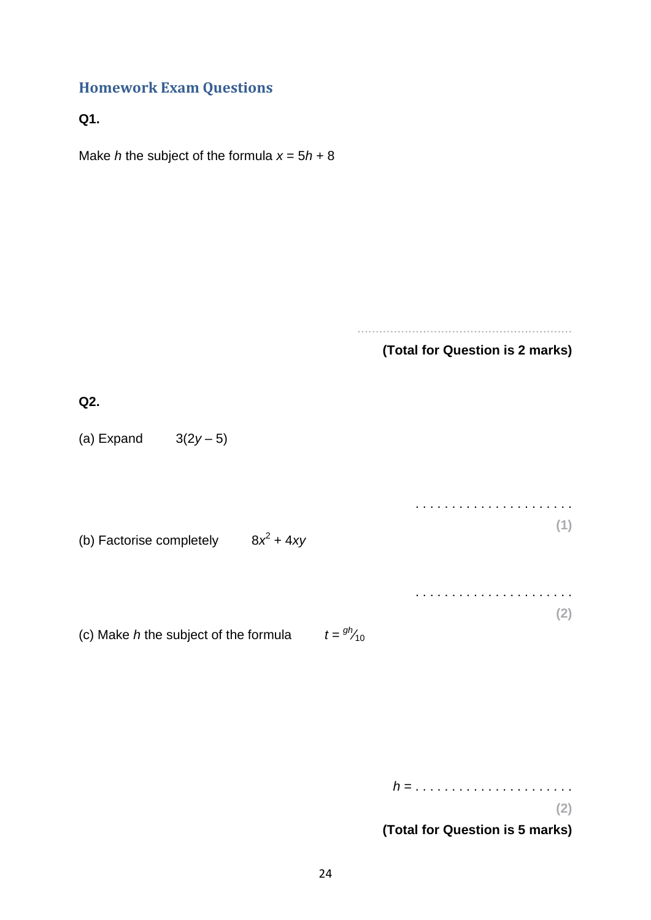## Homework Exam Questions

**Q1.**

Make $h$ the subject of the formula $x = 5h + 8$

..........................................................

**(Total for Question is 2 marks)**

**Q2.**

(a) Expand $3(2y - 5)$

. . . . . . . . . . . . . . . . . . . . . .

**(1)**

(b) Factorise completely $8x^2 + 4xy$

. . . . . . . . . . . . . . . . . . . . . .

**(2)**

(c) Make $h$ the subject of the formula $t = \frac{gh}{10}$

$h =$ . . . . . . . . . . . . . . . . . . . . . .

**(2)**

**(Total for Question is 5 marks)**